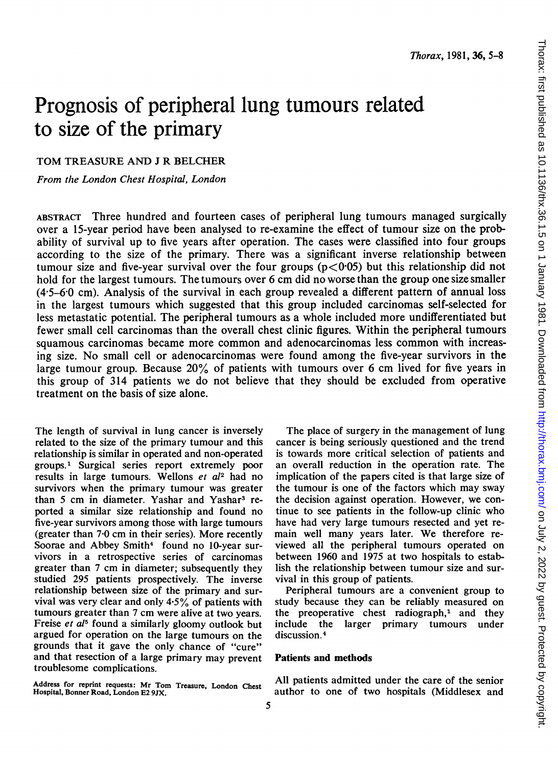# Prognosis of peripheral lung tumours related to size of the primary

TOM TREASURE AND J R BELCHER

*From the London Chest Hospital, London*

ABSTRACT Three hundred and fourteen cases of peripheral lung tumours managed surgically over a 15-year period have been analysed to re-examine the effect of tumour size on the probability of survival up to five years after operation. The cases were classified into four groups according to the size of the primary. There was a significant inverse relationship between tumour size and five-year survival over the four groups ($p < 0.05$) but this relationship did not hold for the largest tumours. The tumours over 6 cm did no worse than the group one size smaller (4·5–6·0 cm). Analysis of the survival in each group revealed a different pattern of annual loss in the largest tumours which suggested that this group included carcinomas self-selected for less metastatic potential. The peripheral tumours as a whole included more undifferentiated but fewer small cell carcinomas than the overall chest clinic figures. Within the peripheral tumours squamous carcinomas became more common and adenocarcinomas less common with increasing size. No small cell or adenocarcinomas were found among the five-year survivors in the large tumour group. Because 20% of patients with tumours over 6 cm lived for five years in this group of 314 patients we do not believe that they should be excluded from operative treatment on the basis of size alone.

The length of survival in lung cancer is inversely related to the size of the primary tumour and this relationship is similar in operated and non-operated groups.[1] Surgical series report extremely poor results in large tumours. Wellons *et al*[2] had no survivors when the primary tumour was greater than 5 cm in diameter. Yashar and Yashar[3] reported a similar size relationship and found no five-year survivors among those with large tumours (greater than 7·0 cm in their series). More recently Soorae and Abbey Smith[4] found no 10-year survivors in a retrospective series of carcinomas greater than 7 cm in diameter; subsequently they studied 295 patients prospectively. The inverse relationship between size of the primary and survival was very clear and only 4·5% of patients with tumours greater than 7 cm were alive at two years. Freise *et al*[5] found a similarly gloomy outlook but argued for operation on the large tumours on the grounds that it gave the only chance of "cure" and that resection of a large primary may prevent troublesome complications.

Address for reprint requests: Mr Tom Treasure, London Chest Hospital, Bonner Road, London E2 9JX.

The place of surgery in the management of lung cancer is being seriously questioned and the trend is towards more critical selection of patients and an overall reduction in the operation rate. The implication of the papers cited is that large size of the tumour is one of the factors which may sway the decision against operation. However, we continue to see patients in the follow-up clinic who have had very large tumours resected and yet remain well many years later. We therefore reviewed all the peripheral tumours operated on between 1960 and 1975 at two hospitals to establish the relationship between tumour size and survival in this group of patients.

Peripheral tumours are a convenient group to study because they can be reliably measured on the preoperative chest radiograph,[1] and they include the larger primary tumours under discussion.[4]

## Patients and methods

All patients admitted under the care of the senior author to one of two hospitals (Middlesex and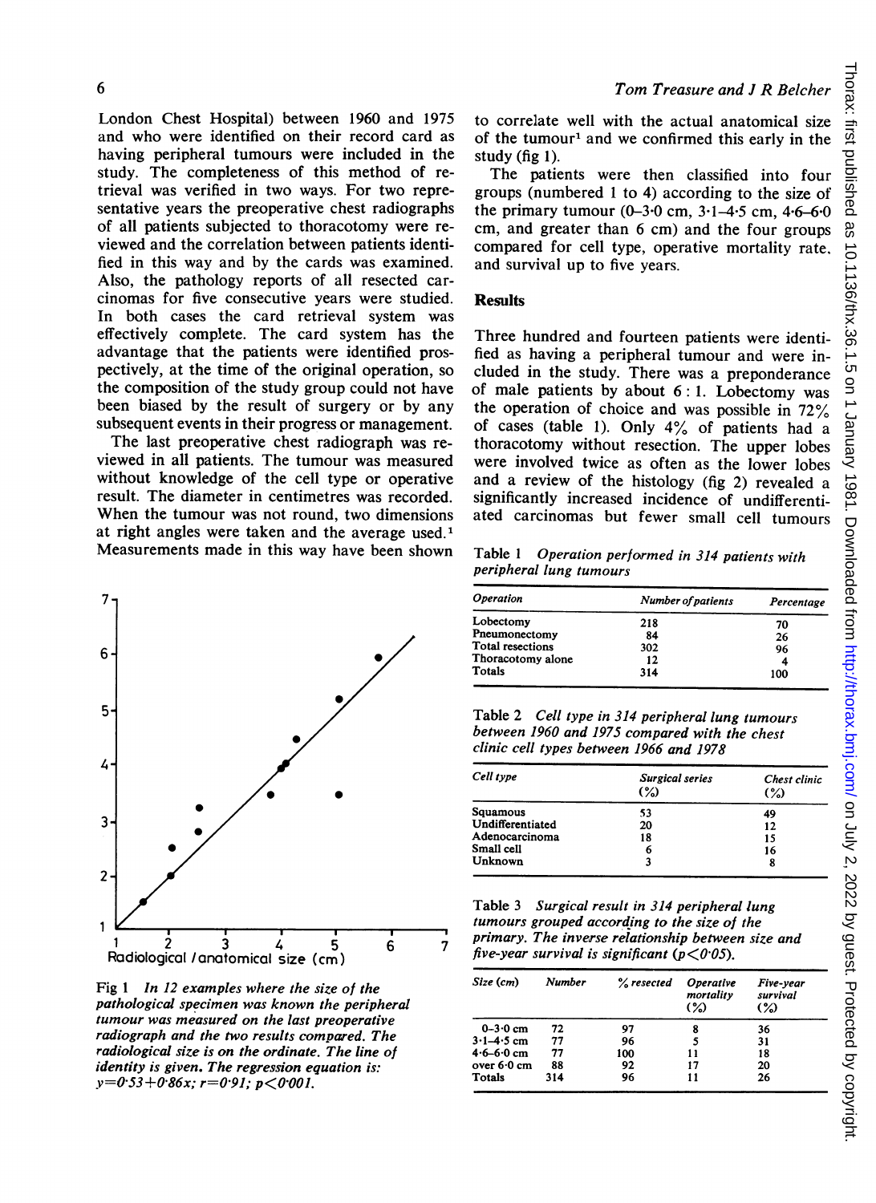London Chest Hospital) between 1960 and 1975 and who were identified on their record card as having peripheral tumours were included in the study. The completeness of this method of retrieval was verified in two ways. For two representative years the preoperative chest radiographs of all patients subjected to thoracotomy were reviewed and the correlation between patients identified in this way and by the cards was examined. Also, the pathology reports of all resected carcinomas for five consecutive years were studied. In both cases the card retrieval system was effectively complete. The card system has the advantage that the patients were identified prospectively, at the time of the original operation, so the composition of the study group could not have been biased by the result of surgery or by any subsequent events in their progress or management.

The last preoperative chest radiograph was reviewed in all patients. The tumour was measured without knowledge of the cell type or operative result. The diameter in centimetres was recorded. When the tumour was not round, two dimensions at right angles were taken and the average used.[1] Measurements made in this way have been shown to correlate well with the actual anatomical size of the tumour[1] and we confirmed this early in the study (fig 1).

Fig 1 *In 12 examples where the size of the pathological specimen was known the peripheral tumour was measured on the last preoperative radiograph and the two results compared. The radiological size is on the ordinate. The line of identity is given. The regression equation is: $y=0.53+0.86x$; $r=0.91$; $p<0.001$.*

The patients were then classified into four groups (numbered 1 to 4) according to the size of the primary tumour (0–3·0 cm, 3·1–4·5 cm, 4·6–6·0 cm, and greater than 6 cm) and the four groups compared for cell type, operative mortality rate, and survival up to five years.

## Results

Three hundred and fourteen patients were identified as having a peripheral tumour and were included in the study. There was a preponderance of male patients by about 6 : 1. Lobectomy was the operation of choice and was possible in 72% of cases (table 1). Only 4% of patients had a thoracotomy without resection. The upper lobes were involved twice as often as the lower lobes and a review of the histology (fig 2) revealed a significantly increased incidence of undifferentiated carcinomas but fewer small cell tumours

Table 1 *Operation performed in 314 patients with peripheral lung tumours*

| Operation | Number of patients | Percentage |
|---|---|---|
| Lobectomy | 218 | 70 |
| Pneumonectomy | 84 | 26 |
| Total resections | 302 | 96 |
| Thoracotomy alone | 12 | 4 |
| Totals | 314 | 100 |

Table 2 *Cell type in 314 peripheral lung tumours between 1960 and 1975 compared with the chest clinic cell types between 1966 and 1978*

| Cell type | Surgical series (%) | Chest clinic (%) |
|---|---|---|
| Squamous | 53 | 49 |
| Undifferentiated | 20 | 12 |
| Adenocarcinoma | 18 | 15 |
| Small cell | 6 | 16 |
| Unknown | 3 | 8 |

Table 3 *Surgical result in 314 peripheral lung tumours grouped according to the size of the primary. The inverse relationship between size and five-year survival is significant ($p<0.05$).*

| Size (cm) | Number | % resected | Operative mortality (%) | Five-year survival (%) |
|---|---|---|---|---|
| 0–3·0 cm | 72 | 97 | 8 | 36 |
| 3·1–4·5 cm | 77 | 96 | 5 | 31 |
| 4·6–6·0 cm | 77 | 100 | 11 | 18 |
| over 6·0 cm | 88 | 92 | 17 | 20 |
| Totals | 314 | 96 | 11 | 26 |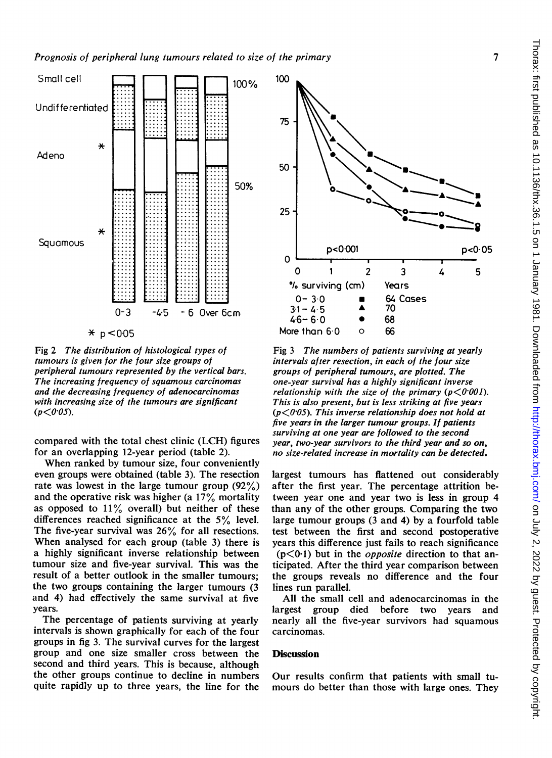Fig 2 *The distribution of histological types of tumours is given for the four size groups of peripheral tumours represented by the vertical bars. The increasing frequency of squamous carcinomas and the decreasing frequency of adenocarcinomas with increasing size of the tumours are significant* ($p<0.05$).

Fig 3 *The numbers of patients surviving at yearly intervals after resection, in each of the four size groups of peripheral tumours, are plotted. The one-year survival has a highly significant inverse relationship with the size of the primary* ($p<0.001$). *This is also present, but is less striking at five years* ($p<0.05$). *This inverse relationship does not hold at five years in the larger tumour groups. If patients surviving at one year are followed to the second year, two-year survivors to the third year and so on, no size-related increase in mortality can be detected.*

compared with the total chest clinic (LCH) figures for an overlapping 12-year period (table 2).

When ranked by tumour size, four conveniently even groups were obtained (table 3). The resection rate was lowest in the large tumour group (92%) and the operative risk was higher (a 17% mortality as opposed to 11% overall) but neither of these differences reached significance at the 5% level. The five-year survival was 26% for all resections. When analysed for each group (table 3) there is a highly significant inverse relationship between tumour size and five-year survival. This was the result of a better outlook in the smaller tumours; the two groups containing the larger tumours (3 and 4) had effectively the same survival at five years.

The percentage of patients surviving at yearly intervals is shown graphically for each of the four groups in fig 3. The survival curves for the largest group and one size smaller cross between the second and third years. This is because, although the other groups continue to decline in numbers quite rapidly up to three years, the line for the largest tumours has flattened out considerably after the first year. The percentage attrition between year one and year two is less in group 4 than any of the other groups. Comparing the two large tumour groups (3 and 4) by a fourfold table test between the first and second postoperative years this difference just fails to reach significance ($p<0.1$) but in the *opposite* direction to that anticipated. After the third year comparison between the groups reveals no difference and the four lines run parallel.

All the small cell and adenocarcinomas in the largest group died before two years and nearly all the five-year survivors had squamous carcinomas.

## Discussion

Our results confirm that patients with small tumours do better than those with large ones. They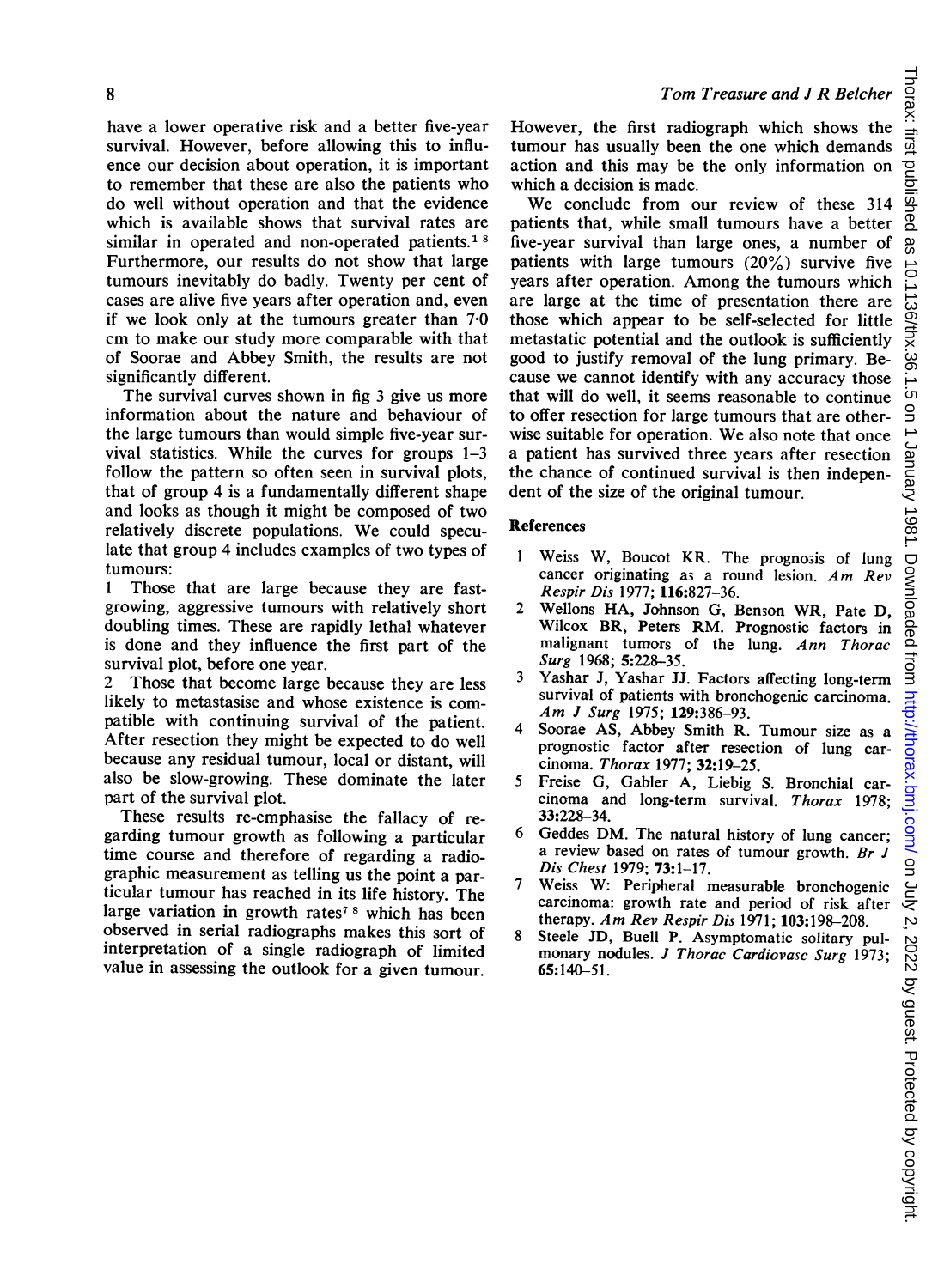have a lower operative risk and a better five-year survival. However, before allowing this to influence our decision about operation, it is important to remember that these are also the patients who do well without operation and that the evidence which is available shows that survival rates are similar in operated and non-operated patients.[1 8] Furthermore, our results do not show that large tumours inevitably do badly. Twenty per cent of cases are alive five years after operation and, even if we look only at the tumours greater than 7·0 cm to make our study more comparable with that of Soorae and Abbey Smith, the results are not significantly different.

The survival curves shown in fig 3 give us more information about the nature and behaviour of the large tumours than would simple five-year survival statistics. While the curves for groups 1–3 follow the pattern so often seen in survival plots, that of group 4 is a fundamentally different shape and looks as though it might be composed of two relatively discrete populations. We could speculate that group 4 includes examples of two types of tumours:

1 Those that are large because they are fast-growing, aggressive tumours with relatively short doubling times. These are rapidly lethal whatever is done and they influence the first part of the survival plot, before one year.

2 Those that become large because they are less likely to metastasise and whose existence is compatible with continuing survival of the patient. After resection they might be expected to do well because any residual tumour, local or distant, will also be slow-growing. These dominate the later part of the survival plot.

These results re-emphasise the fallacy of regarding tumour growth as following a particular time course and therefore of regarding a radiographic measurement as telling us the point a particular tumour has reached in its life history. The large variation in growth rates[7 8] which has been observed in serial radiographs makes this sort of interpretation of a single radiograph of limited value in assessing the outlook for a given tumour. However, the first radiograph which shows the tumour has usually been the one which demands action and this may be the only information on which a decision is made.

We conclude from our review of these 314 patients that, while small tumours have a better five-year survival than large ones, a number of patients with large tumours (20%) survive five years after operation. Among the tumours which are large at the time of presentation there are those which appear to be self-selected for little metastatic potential and the outlook is sufficiently good to justify removal of the lung primary. Because we cannot identify with any accuracy those that will do well, it seems reasonable to continue to offer resection for large tumours that are otherwise suitable for operation. We also note that once a patient has survived three years after resection the chance of continued survival is then independent of the size of the original tumour.

## References

1 Weiss W, Boucot KR. The prognosis of lung cancer originating as a round lesion. *Am Rev Respir Dis* 1977; **116**:827–36.

2 Wellons HA, Johnson G, Benson WR, Pate D, Wilcox BR, Peters RM. Prognostic factors in malignant tumors of the lung. *Ann Thorac Surg* 1968; **5**:228–35.

3 Yashar J, Yashar JJ. Factors affecting long-term survival of patients with bronchogenic carcinoma. *Am J Surg* 1975; **129**:386–93.

4 Soorae AS, Abbey Smith R. Tumour size as a prognostic factor after resection of lung carcinoma. *Thorax* 1977; **32**:19–25.

5 Freise G, Gabler A, Liebig S. Bronchial carcinoma and long-term survival. *Thorax* 1978; **33**:228–34.

6 Geddes DM. The natural history of lung cancer; a review based on rates of tumour growth. *Br J Dis Chest* 1979; **73**:1–17.

7 Weiss W: Peripheral measurable bronchogenic carcinoma: growth rate and period of risk after therapy. *Am Rev Respir Dis* 1971; **103**:198–208.

8 Steele JD, Buell P. Asymptomatic solitary pulmonary nodules. *J Thorac Cardiovasc Surg* 1973; **65**:140–51.